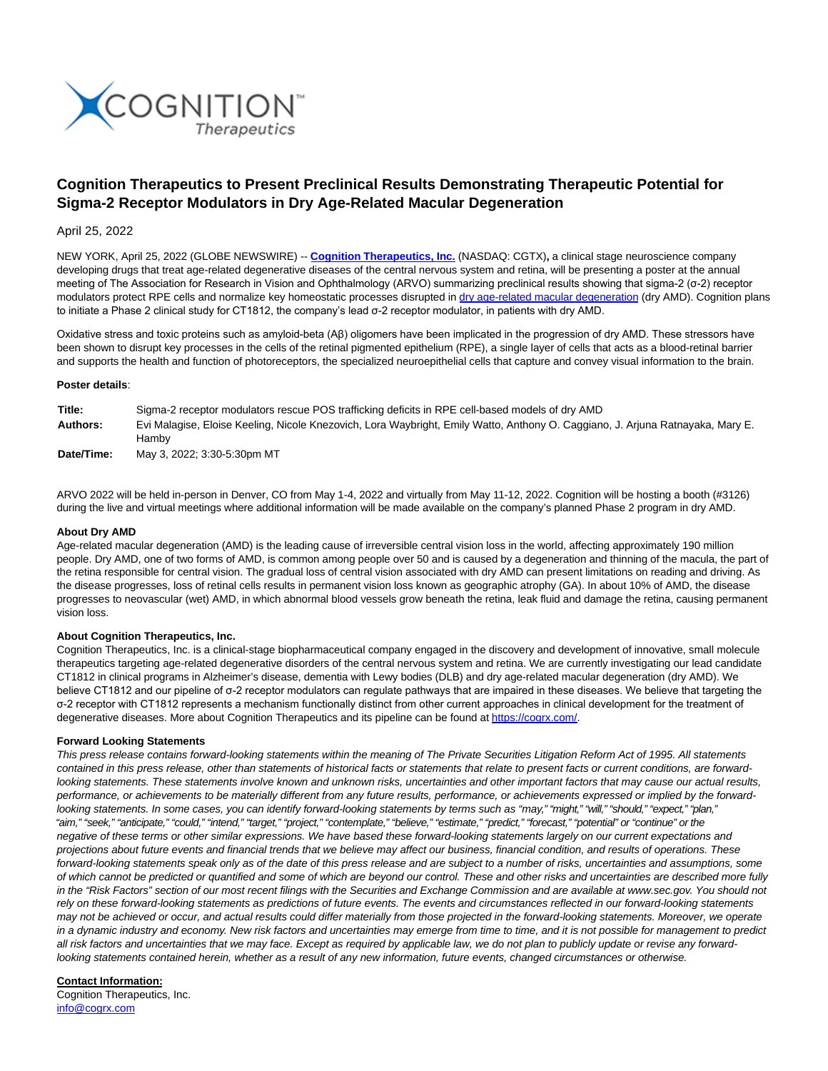# Cognition Therapeutics to Present Preclinical Results Demonstrating Therapeutic Potential for Sigma-2 Receptor Modulators in Dry Age-Related Macular Degeneration

April 25, 2022

NEW YORK, April 25, 2022 (GLOBE NEWSWIRE) -- **Cognition Therapeutics, Inc.** (NASDAQ: CGTX)**,** a clinical stage neuroscience company developing drugs that treat age-related degenerative diseases of the central nervous system and retina, will be presenting a poster at the annual meeting of The Association for Research in Vision and Ophthalmology (ARVO) summarizing preclinical results showing that sigma-2 (σ-2) receptor modulators protect RPE cells and normalize key homeostatic processes disrupted in dry age-related macular degeneration (dry AMD). Cognition plans to initiate a Phase 2 clinical study for CT1812, the company's lead σ-2 receptor modulator, in patients with dry AMD.

Oxidative stress and toxic proteins such as amyloid-beta (Aβ) oligomers have been implicated in the progression of dry AMD. These stressors have been shown to disrupt key processes in the cells of the retinal pigmented epithelium (RPE), a single layer of cells that acts as a blood-retinal barrier and supports the health and function of photoreceptors, the specialized neuroepithelial cells that capture and convey visual information to the brain.

**Poster details**:

| | |
|---|---|
| **Title:** | Sigma-2 receptor modulators rescue POS trafficking deficits in RPE cell-based models of dry AMD |
| **Authors:** | Evi Malagise, Eloise Keeling, Nicole Knezovich, Lora Waybright, Emily Watto, Anthony O. Caggiano, J. Arjuna Ratnayaka, Mary E. Hamby |
| **Date/Time:** | May 3, 2022; 3:30-5:30pm MT |

ARVO 2022 will be held in-person in Denver, CO from May 1-4, 2022 and virtually from May 11-12, 2022. Cognition will be hosting a booth (#3126) during the live and virtual meetings where additional information will be made available on the company's planned Phase 2 program in dry AMD.

**About Dry AMD**

Age-related macular degeneration (AMD) is the leading cause of irreversible central vision loss in the world, affecting approximately 190 million people. Dry AMD, one of two forms of AMD, is common among people over 50 and is caused by a degeneration and thinning of the macula, the part of the retina responsible for central vision. The gradual loss of central vision associated with dry AMD can present limitations on reading and driving. As the disease progresses, loss of retinal cells results in permanent vision loss known as geographic atrophy (GA). In about 10% of AMD, the disease progresses to neovascular (wet) AMD, in which abnormal blood vessels grow beneath the retina, leak fluid and damage the retina, causing permanent vision loss.

**About Cognition Therapeutics, Inc.**

Cognition Therapeutics, Inc. is a clinical-stage biopharmaceutical company engaged in the discovery and development of innovative, small molecule therapeutics targeting age-related degenerative disorders of the central nervous system and retina. We are currently investigating our lead candidate CT1812 in clinical programs in Alzheimer's disease, dementia with Lewy bodies (DLB) and dry age-related macular degeneration (dry AMD). We believe CT1812 and our pipeline of σ-2 receptor modulators can regulate pathways that are impaired in these diseases. We believe that targeting the σ-2 receptor with CT1812 represents a mechanism functionally distinct from other current approaches in clinical development for the treatment of degenerative diseases. More about Cognition Therapeutics and its pipeline can be found at https://cogrx.com/.

**Forward Looking Statements**

*This press release contains forward-looking statements within the meaning of The Private Securities Litigation Reform Act of 1995. All statements contained in this press release, other than statements of historical facts or statements that relate to present facts or current conditions, are forward-looking statements. These statements involve known and unknown risks, uncertainties and other important factors that may cause our actual results, performance, or achievements to be materially different from any future results, performance, or achievements expressed or implied by the forward-looking statements. In some cases, you can identify forward-looking statements by terms such as "may," "might," "will," "should," "expect," "plan," "aim," "seek," "anticipate," "could," "intend," "target," "project," "contemplate," "believe," "estimate," "predict," "forecast," "potential" or "continue" or the negative of these terms or other similar expressions. We have based these forward-looking statements largely on our current expectations and projections about future events and financial trends that we believe may affect our business, financial condition, and results of operations. These forward-looking statements speak only as of the date of this press release and are subject to a number of risks, uncertainties and assumptions, some of which cannot be predicted or quantified and some of which are beyond our control. These and other risks and uncertainties are described more fully in the "Risk Factors" section of our most recent filings with the Securities and Exchange Commission and are available at www.sec.gov. You should not rely on these forward-looking statements as predictions of future events. The events and circumstances reflected in our forward-looking statements may not be achieved or occur, and actual results could differ materially from those projected in the forward-looking statements. Moreover, we operate in a dynamic industry and economy. New risk factors and uncertainties may emerge from time to time, and it is not possible for management to predict all risk factors and uncertainties that we may face. Except as required by applicable law, we do not plan to publicly update or revise any forward-looking statements contained herein, whether as a result of any new information, future events, changed circumstances or otherwise.*

**Contact Information:**

Cognition Therapeutics, Inc.
info@cogrx.com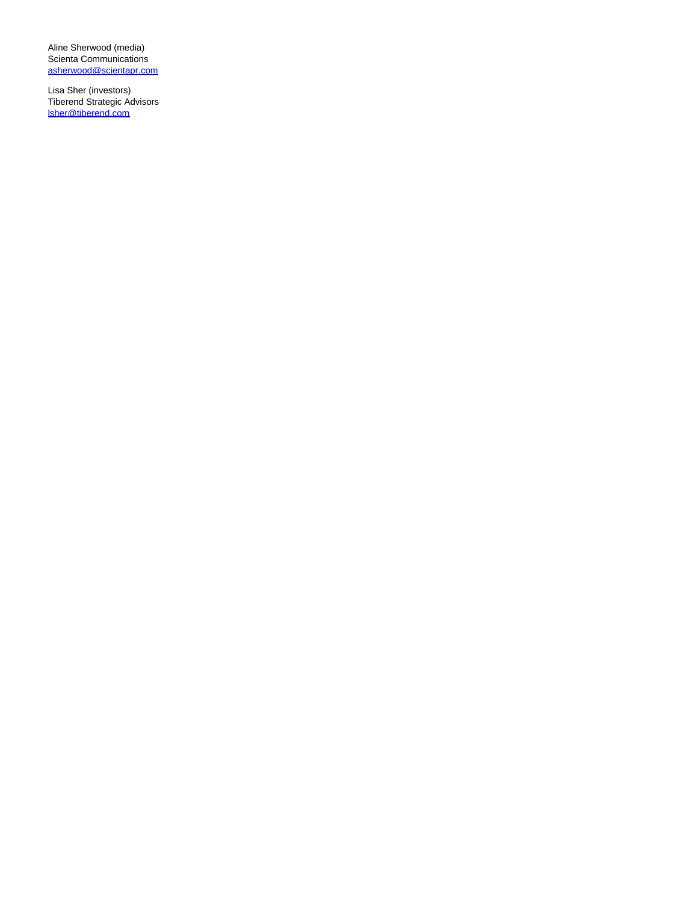Aline Sherwood (media)
Scienta Communications
asherwood@scientapr.com

Lisa Sher (investors)
Tiberend Strategic Advisors
lsher@tiberend.com